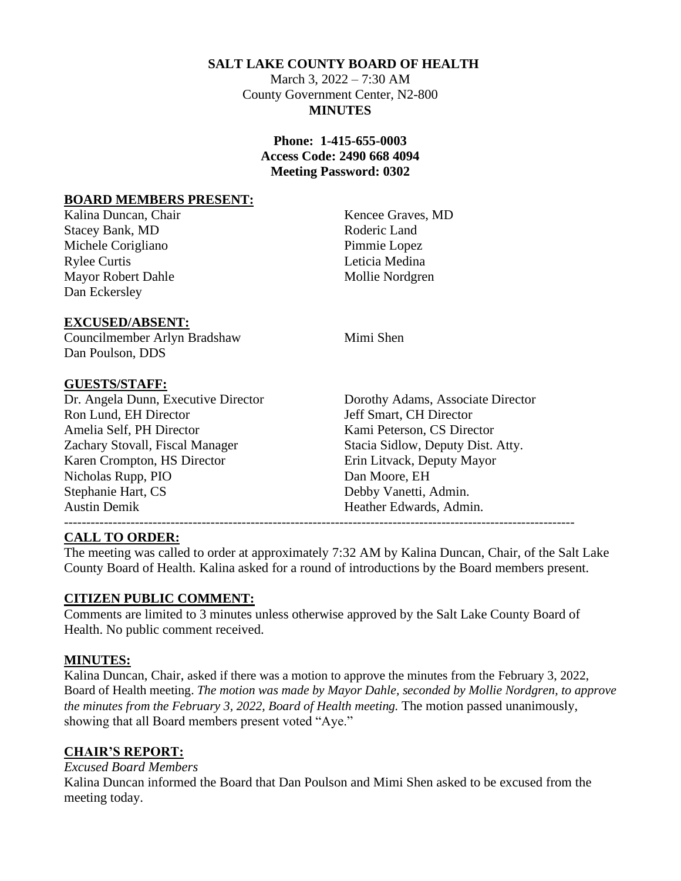**SALT LAKE COUNTY BOARD OF HEALTH**

March 3, 2022 – 7:30 AM
County Government Center, N2-800
**MINUTES**

**Phone: 1-415-655-0003**
**Access Code: 2490 668 4094**
**Meeting Password: 0302**

## BOARD MEMBERS PRESENT:

Kalina Duncan, Chair
Stacey Bank, MD
Michele Corigliano
Rylee Curtis
Mayor Robert Dahle
Dan Eckersley
Kencee Graves, MD
Roderic Land
Pimmie Lopez
Leticia Medina
Mollie Nordgren

## EXCUSED/ABSENT:

Councilmember Arlyn Bradshaw
Dan Poulson, DDS
Mimi Shen

## GUESTS/STAFF:

Dr. Angela Dunn, Executive Director
Ron Lund, EH Director
Amelia Self, PH Director
Zachary Stovall, Fiscal Manager
Karen Crompton, HS Director
Nicholas Rupp, PIO
Stephanie Hart, CS
Austin Demik
Dorothy Adams, Associate Director
Jeff Smart, CH Director
Kami Peterson, CS Director
Stacia Sidlow, Deputy Dist. Atty.
Erin Litvack, Deputy Mayor
Dan Moore, EH
Debby Vanetti, Admin.
Heather Edwards, Admin.

---

## CALL TO ORDER:

The meeting was called to order at approximately 7:32 AM by Kalina Duncan, Chair, of the Salt Lake County Board of Health. Kalina asked for a round of introductions by the Board members present.

## CITIZEN PUBLIC COMMENT:

Comments are limited to 3 minutes unless otherwise approved by the Salt Lake County Board of Health. No public comment received.

## MINUTES:

Kalina Duncan, Chair, asked if there was a motion to approve the minutes from the February 3, 2022, Board of Health meeting. *The motion was made by Mayor Dahle, seconded by Mollie Nordgren, to approve the minutes from the February 3, 2022, Board of Health meeting.* The motion passed unanimously, showing that all Board members present voted "Aye."

## CHAIR'S REPORT:

*Excused Board Members*

Kalina Duncan informed the Board that Dan Poulson and Mimi Shen asked to be excused from the meeting today.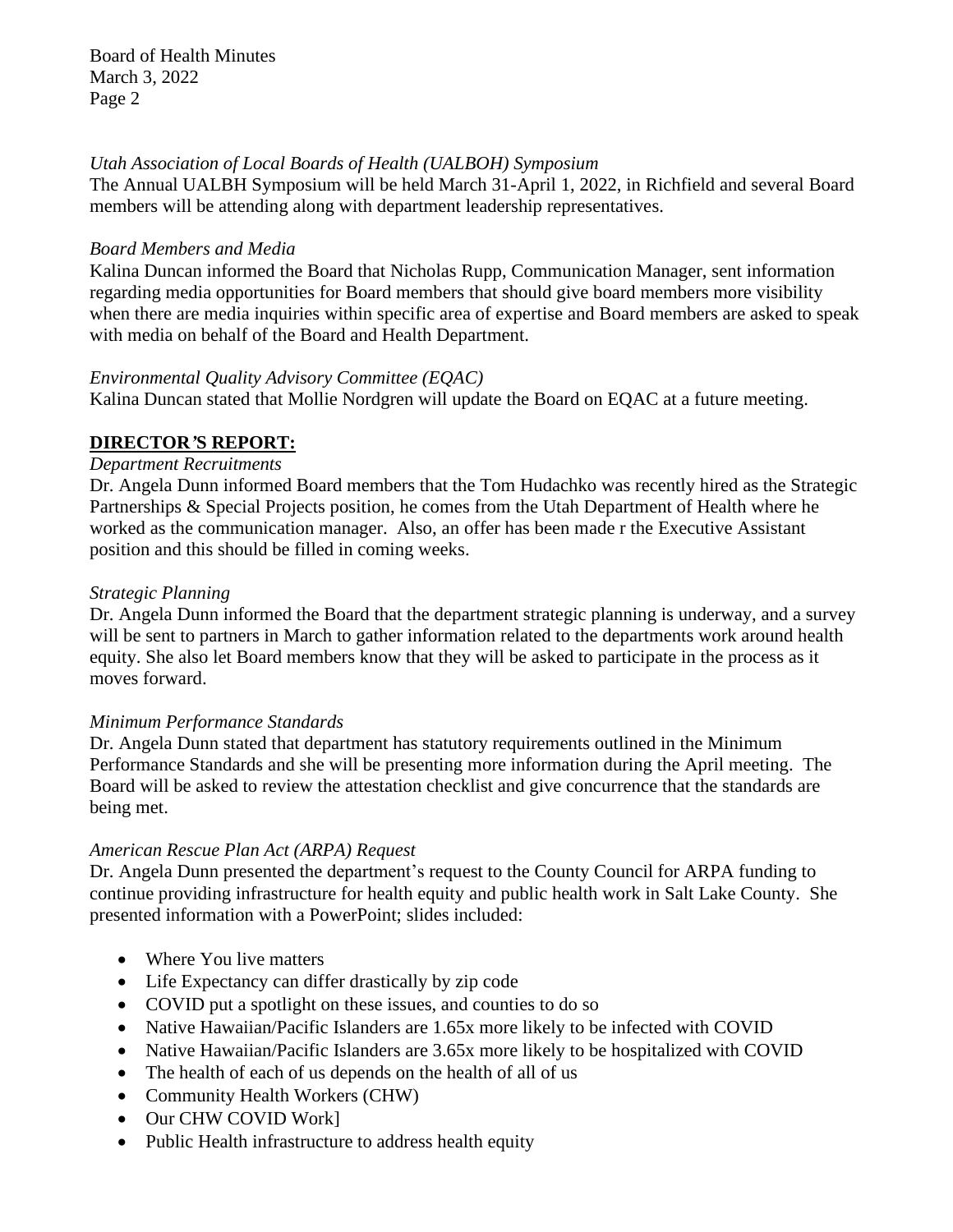*Utah Association of Local Boards of Health (UALBOH) Symposium*
The Annual UALBH Symposium will be held March 31-April 1, 2022, in Richfield and several Board members will be attending along with department leadership representatives.

*Board Members and Media*
Kalina Duncan informed the Board that Nicholas Rupp, Communication Manager, sent information regarding media opportunities for Board members that should give board members more visibility when there are media inquiries within specific area of expertise and Board members are asked to speak with media on behalf of the Board and Health Department.

*Environmental Quality Advisory Committee (EQAC)*
Kalina Duncan stated that Mollie Nordgren will update the Board on EQAC at a future meeting.

**DIRECTOR'S REPORT:**

*Department Recruitments*
Dr. Angela Dunn informed Board members that the Tom Hudachko was recently hired as the Strategic Partnerships & Special Projects position, he comes from the Utah Department of Health where he worked as the communication manager. Also, an offer has been made r the Executive Assistant position and this should be filled in coming weeks.

*Strategic Planning*
Dr. Angela Dunn informed the Board that the department strategic planning is underway, and a survey will be sent to partners in March to gather information related to the departments work around health equity. She also let Board members know that they will be asked to participate in the process as it moves forward.

*Minimum Performance Standards*
Dr. Angela Dunn stated that department has statutory requirements outlined in the Minimum Performance Standards and she will be presenting more information during the April meeting. The Board will be asked to review the attestation checklist and give concurrence that the standards are being met.

*American Rescue Plan Act (ARPA) Request*
Dr. Angela Dunn presented the department's request to the County Council for ARPA funding to continue providing infrastructure for health equity and public health work in Salt Lake County. She presented information with a PowerPoint; slides included:

- Where You live matters
- Life Expectancy can differ drastically by zip code
- COVID put a spotlight on these issues, and counties to do so
- Native Hawaiian/Pacific Islanders are 1.65x more likely to be infected with COVID
- Native Hawaiian/Pacific Islanders are 3.65x more likely to be hospitalized with COVID
- The health of each of us depends on the health of all of us
- Community Health Workers (CHW)
- Our CHW COVID Work]
- Public Health infrastructure to address health equity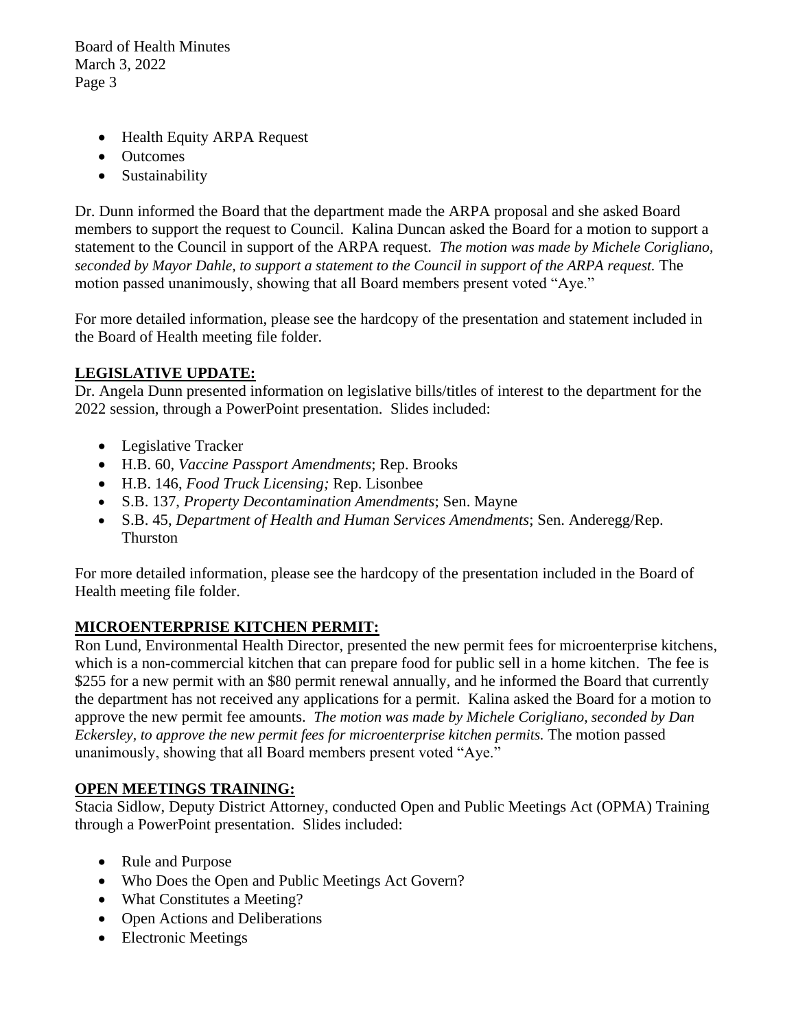- Health Equity ARPA Request
- Outcomes
- Sustainability

Dr. Dunn informed the Board that the department made the ARPA proposal and she asked Board members to support the request to Council. Kalina Duncan asked the Board for a motion to support a statement to the Council in support of the ARPA request. *The motion was made by Michele Corigliano, seconded by Mayor Dahle, to support a statement to the Council in support of the ARPA request.* The motion passed unanimously, showing that all Board members present voted "Aye."

For more detailed information, please see the hardcopy of the presentation and statement included in the Board of Health meeting file folder.

**LEGISLATIVE UPDATE:**

Dr. Angela Dunn presented information on legislative bills/titles of interest to the department for the 2022 session, through a PowerPoint presentation. Slides included:

- Legislative Tracker
- H.B. 60, *Vaccine Passport Amendments*; Rep. Brooks
- H.B. 146, *Food Truck Licensing;* Rep. Lisonbee
- S.B. 137, *Property Decontamination Amendments*; Sen. Mayne
- S.B. 45, *Department of Health and Human Services Amendments*; Sen. Anderegg/Rep. Thurston

For more detailed information, please see the hardcopy of the presentation included in the Board of Health meeting file folder.

**MICROENTERPRISE KITCHEN PERMIT:**

Ron Lund, Environmental Health Director, presented the new permit fees for microenterprise kitchens, which is a non-commercial kitchen that can prepare food for public sell in a home kitchen. The fee is $255 for a new permit with an $80 permit renewal annually, and he informed the Board that currently the department has not received any applications for a permit. Kalina asked the Board for a motion to approve the new permit fee amounts. *The motion was made by Michele Corigliano, seconded by Dan Eckersley, to approve the new permit fees for microenterprise kitchen permits.* The motion passed unanimously, showing that all Board members present voted "Aye."

**OPEN MEETINGS TRAINING:**

Stacia Sidlow, Deputy District Attorney, conducted Open and Public Meetings Act (OPMA) Training through a PowerPoint presentation. Slides included:

- Rule and Purpose
- Who Does the Open and Public Meetings Act Govern?
- What Constitutes a Meeting?
- Open Actions and Deliberations
- Electronic Meetings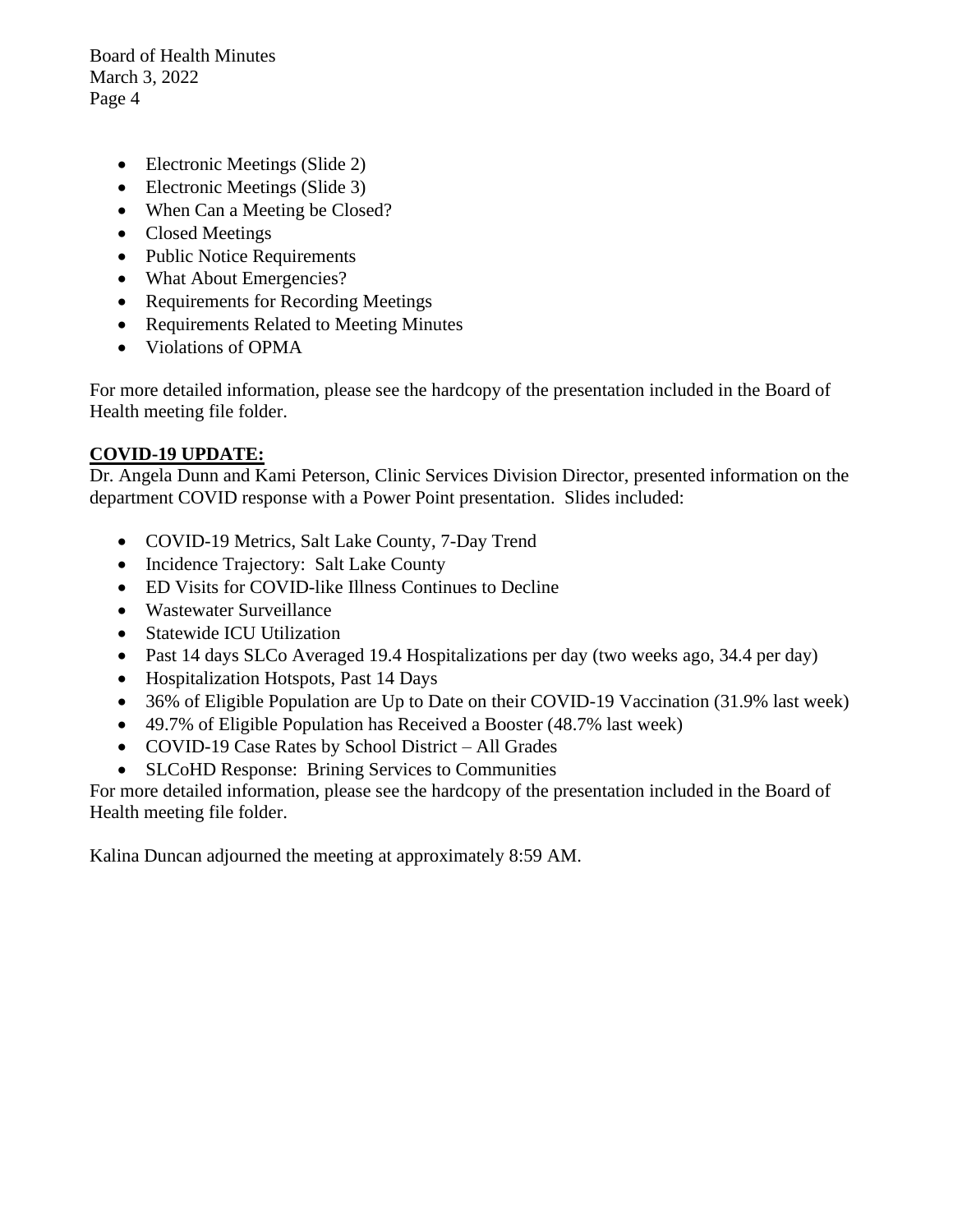- Electronic Meetings (Slide 2)
- Electronic Meetings (Slide 3)
- When Can a Meeting be Closed?
- Closed Meetings
- Public Notice Requirements
- What About Emergencies?
- Requirements for Recording Meetings
- Requirements Related to Meeting Minutes
- Violations of OPMA

For more detailed information, please see the hardcopy of the presentation included in the Board of Health meeting file folder.

**COVID-19 UPDATE:**

Dr. Angela Dunn and Kami Peterson, Clinic Services Division Director, presented information on the department COVID response with a Power Point presentation. Slides included:

- COVID-19 Metrics, Salt Lake County, 7-Day Trend
- Incidence Trajectory: Salt Lake County
- ED Visits for COVID-like Illness Continues to Decline
- Wastewater Surveillance
- Statewide ICU Utilization
- Past 14 days SLCo Averaged 19.4 Hospitalizations per day (two weeks ago, 34.4 per day)
- Hospitalization Hotspots, Past 14 Days
- 36% of Eligible Population are Up to Date on their COVID-19 Vaccination (31.9% last week)
- 49.7% of Eligible Population has Received a Booster (48.7% last week)
- COVID-19 Case Rates by School District – All Grades
- SLCoHD Response: Brining Services to Communities

For more detailed information, please see the hardcopy of the presentation included in the Board of Health meeting file folder.

Kalina Duncan adjourned the meeting at approximately 8:59 AM.